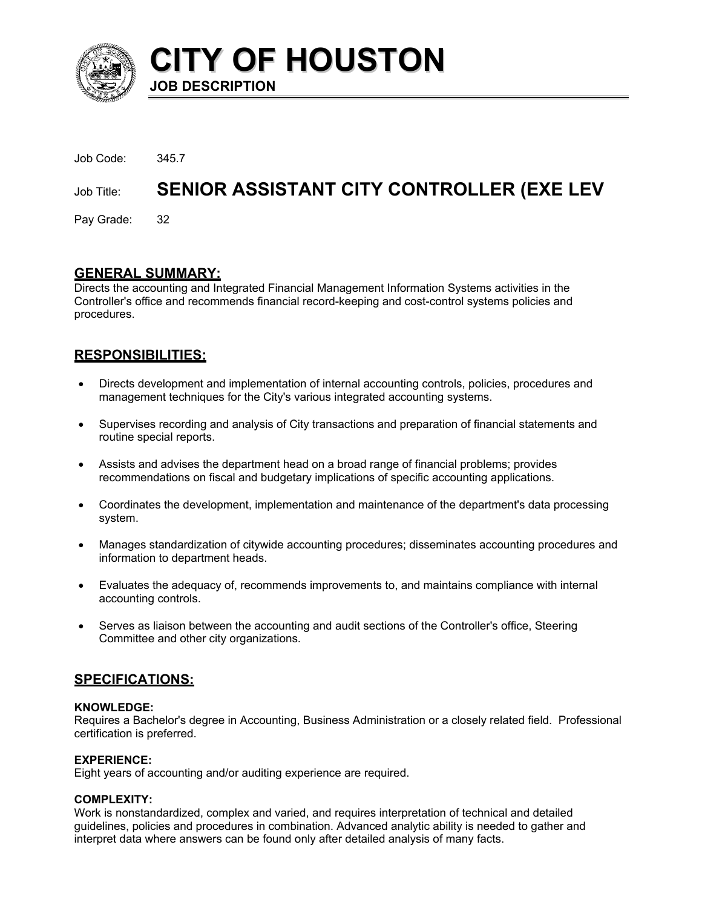# CITY OF HOUSTON

**JOB DESCRIPTION**

Job Code: 345.7

Job Title: **SENIOR ASSISTANT CITY CONTROLLER (EXE LEV**

Pay Grade: 32

## GENERAL SUMMARY:

Directs the accounting and Integrated Financial Management Information Systems activities in the Controller's office and recommends financial record-keeping and cost-control systems policies and procedures.

## RESPONSIBILITIES:

- Directs development and implementation of internal accounting controls, policies, procedures and management techniques for the City's various integrated accounting systems.
- Supervises recording and analysis of City transactions and preparation of financial statements and routine special reports.
- Assists and advises the department head on a broad range of financial problems; provides recommendations on fiscal and budgetary implications of specific accounting applications.
- Coordinates the development, implementation and maintenance of the department's data processing system.
- Manages standardization of citywide accounting procedures; disseminates accounting procedures and information to department heads.
- Evaluates the adequacy of, recommends improvements to, and maintains compliance with internal accounting controls.
- Serves as liaison between the accounting and audit sections of the Controller's office, Steering Committee and other city organizations.

## SPECIFICATIONS:

**KNOWLEDGE:**
Requires a Bachelor's degree in Accounting, Business Administration or a closely related field. Professional certification is preferred.

**EXPERIENCE:**
Eight years of accounting and/or auditing experience are required.

**COMPLEXITY:**
Work is nonstandardized, complex and varied, and requires interpretation of technical and detailed guidelines, policies and procedures in combination. Advanced analytic ability is needed to gather and interpret data where answers can be found only after detailed analysis of many facts.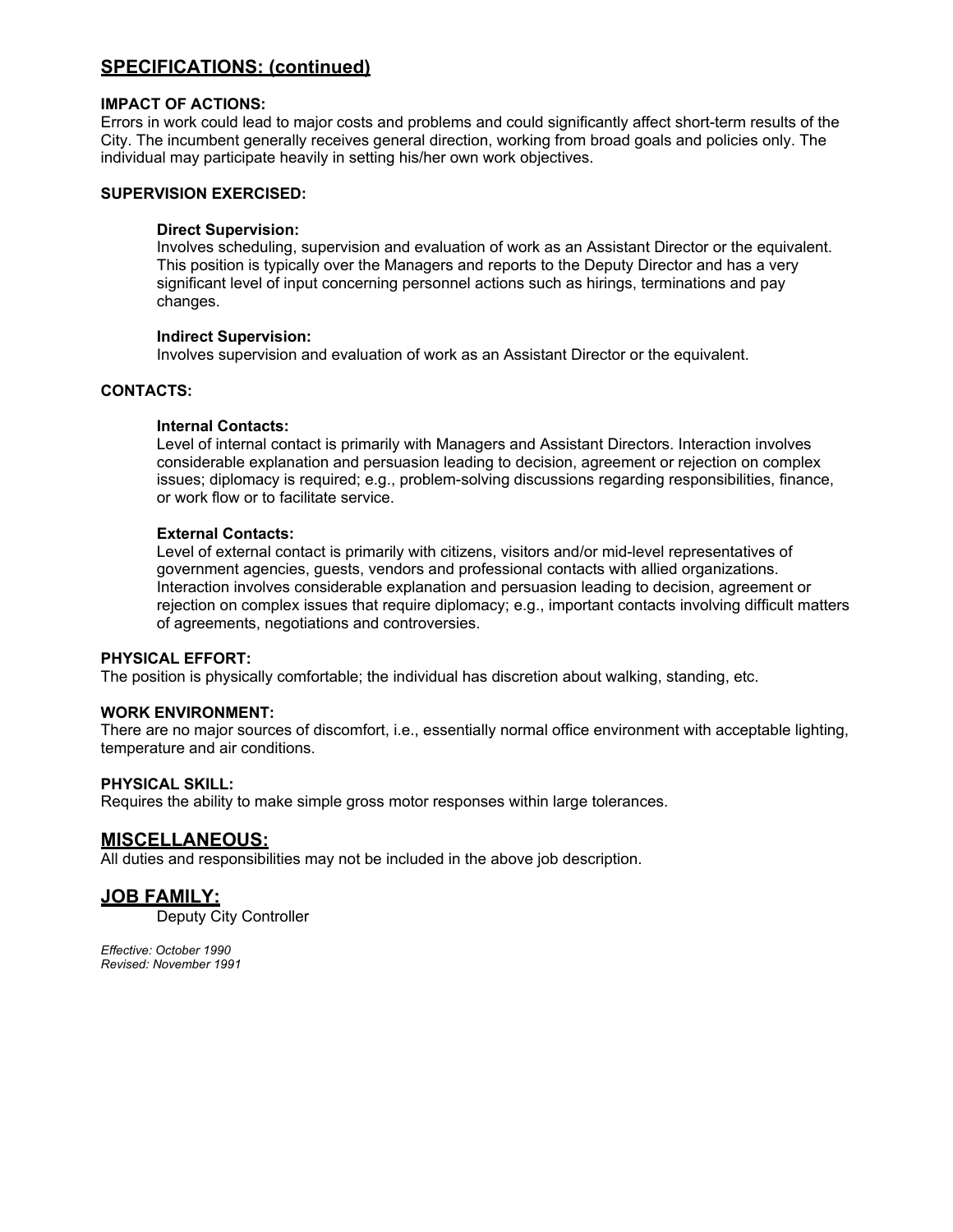## SPECIFICATIONS: (continued)

**IMPACT OF ACTIONS:**
Errors in work could lead to major costs and problems and could significantly affect short-term results of the City. The incumbent generally receives general direction, working from broad goals and policies only. The individual may participate heavily in setting his/her own work objectives.

**SUPERVISION EXERCISED:**

**Direct Supervision:**
Involves scheduling, supervision and evaluation of work as an Assistant Director or the equivalent. This position is typically over the Managers and reports to the Deputy Director and has a very significant level of input concerning personnel actions such as hirings, terminations and pay changes.

**Indirect Supervision:**
Involves supervision and evaluation of work as an Assistant Director or the equivalent.

**CONTACTS:**

**Internal Contacts:**
Level of internal contact is primarily with Managers and Assistant Directors. Interaction involves considerable explanation and persuasion leading to decision, agreement or rejection on complex issues; diplomacy is required; e.g., problem-solving discussions regarding responsibilities, finance, or work flow or to facilitate service.

**External Contacts:**
Level of external contact is primarily with citizens, visitors and/or mid-level representatives of government agencies, guests, vendors and professional contacts with allied organizations. Interaction involves considerable explanation and persuasion leading to decision, agreement or rejection on complex issues that require diplomacy; e.g., important contacts involving difficult matters of agreements, negotiations and controversies.

**PHYSICAL EFFORT:**
The position is physically comfortable; the individual has discretion about walking, standing, etc.

**WORK ENVIRONMENT:**
There are no major sources of discomfort, i.e., essentially normal office environment with acceptable lighting, temperature and air conditions.

**PHYSICAL SKILL:**
Requires the ability to make simple gross motor responses within large tolerances.

## MISCELLANEOUS:
All duties and responsibilities may not be included in the above job description.

## JOB FAMILY:
Deputy City Controller

*Effective: October 1990*
*Revised: November 1991*